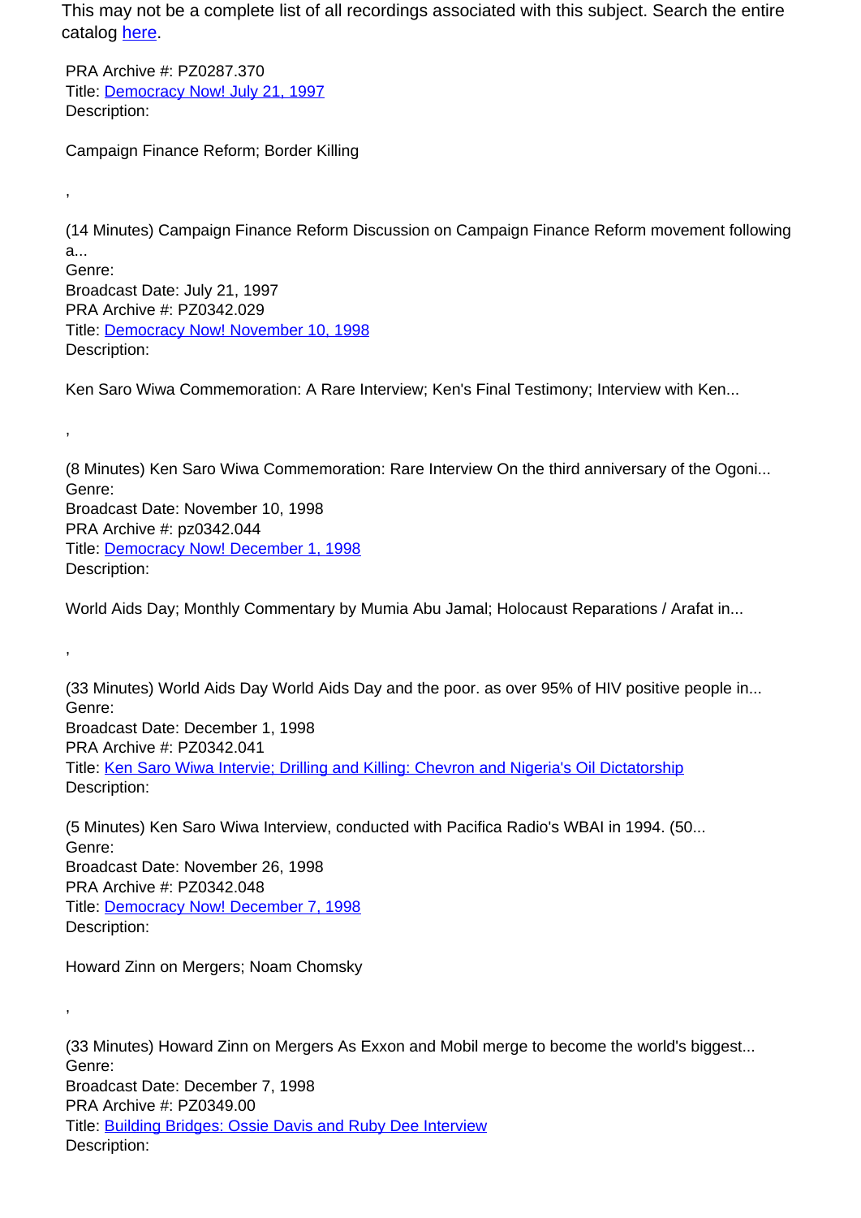This may not be a complete list of all recordings associated with this subject. Search the entire catalog [here](here).

PRA Archive #: PZ0287.370
Title: [Democracy Now! July 21, 1997](Democracy Now! July 21, 1997)
Description:

Campaign Finance Reform; Border Killing

,

(14 Minutes) Campaign Finance Reform Discussion on Campaign Finance Reform movement following a...
Genre:
Broadcast Date: July 21, 1997
PRA Archive #: PZ0342.029
Title: [Democracy Now! November 10, 1998](Democracy Now! November 10, 1998)
Description:

Ken Saro Wiwa Commemoration: A Rare Interview; Ken's Final Testimony; Interview with Ken...

,

(8 Minutes) Ken Saro Wiwa Commemoration: Rare Interview On the third anniversary of the Ogoni...
Genre:
Broadcast Date: November 10, 1998
PRA Archive #: pz0342.044
Title: [Democracy Now! December 1, 1998](Democracy Now! December 1, 1998)
Description:

World Aids Day; Monthly Commentary by Mumia Abu Jamal; Holocaust Reparations / Arafat in...

,

(33 Minutes) World Aids Day World Aids Day and the poor. as over 95% of HIV positive people in...
Genre:
Broadcast Date: December 1, 1998
PRA Archive #: PZ0342.041
Title: [Ken Saro Wiwa Intervie; Drilling and Killing: Chevron and Nigeria's Oil Dictatorship](Ken Saro Wiwa Intervie; Drilling and Killing: Chevron and Nigeria's Oil Dictatorship)
Description:

(5 Minutes) Ken Saro Wiwa Interview, conducted with Pacifica Radio's WBAI in 1994. (50...
Genre:
Broadcast Date: November 26, 1998
PRA Archive #: PZ0342.048
Title: [Democracy Now! December 7, 1998](Democracy Now! December 7, 1998)
Description:

Howard Zinn on Mergers; Noam Chomsky

,

(33 Minutes) Howard Zinn on Mergers As Exxon and Mobil merge to become the world's biggest...
Genre:
Broadcast Date: December 7, 1998
PRA Archive #: PZ0349.00
Title: [Building Bridges: Ossie Davis and Ruby Dee Interview](Building Bridges: Ossie Davis and Ruby Dee Interview)
Description: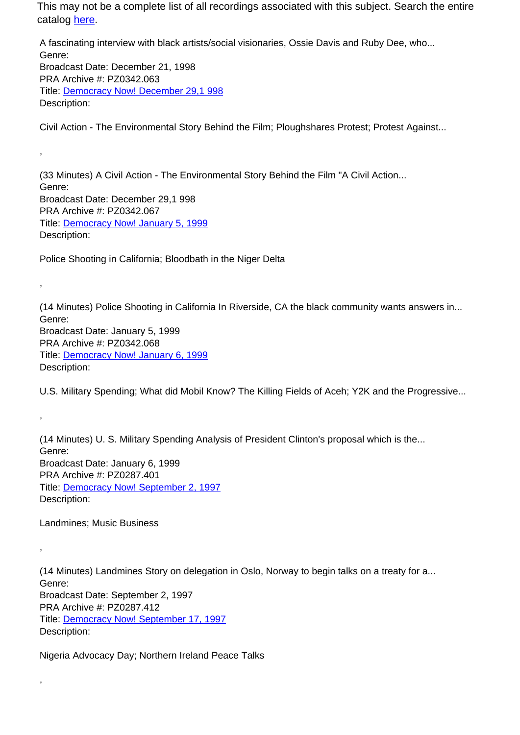This may not be a complete list of all recordings associated with this subject. Search the entire catalog here.

A fascinating interview with black artists/social visionaries, Ossie Davis and Ruby Dee, who...
Genre:
Broadcast Date: December 21, 1998
PRA Archive #: PZ0342.063
Title: Democracy Now! December 29,1 998
Description:

Civil Action - The Environmental Story Behind the Film; Ploughshares Protest; Protest Against...

,

(33 Minutes) A Civil Action - The Environmental Story Behind the Film "A Civil Action...
Genre:
Broadcast Date: December 29,1 998
PRA Archive #: PZ0342.067
Title: Democracy Now! January 5, 1999
Description:

Police Shooting in California; Bloodbath in the Niger Delta

,

(14 Minutes) Police Shooting in California In Riverside, CA the black community wants answers in...
Genre:
Broadcast Date: January 5, 1999
PRA Archive #: PZ0342.068
Title: Democracy Now! January 6, 1999
Description:

U.S. Military Spending; What did Mobil Know? The Killing Fields of Aceh; Y2K and the Progressive...

,

(14 Minutes) U. S. Military Spending Analysis of President Clinton's proposal which is the...
Genre:
Broadcast Date: January 6, 1999
PRA Archive #: PZ0287.401
Title: Democracy Now! September 2, 1997
Description:

Landmines; Music Business

,

(14 Minutes) Landmines Story on delegation in Oslo, Norway to begin talks on a treaty for a...
Genre:
Broadcast Date: September 2, 1997
PRA Archive #: PZ0287.412
Title: Democracy Now! September 17, 1997
Description:

Nigeria Advocacy Day; Northern Ireland Peace Talks

,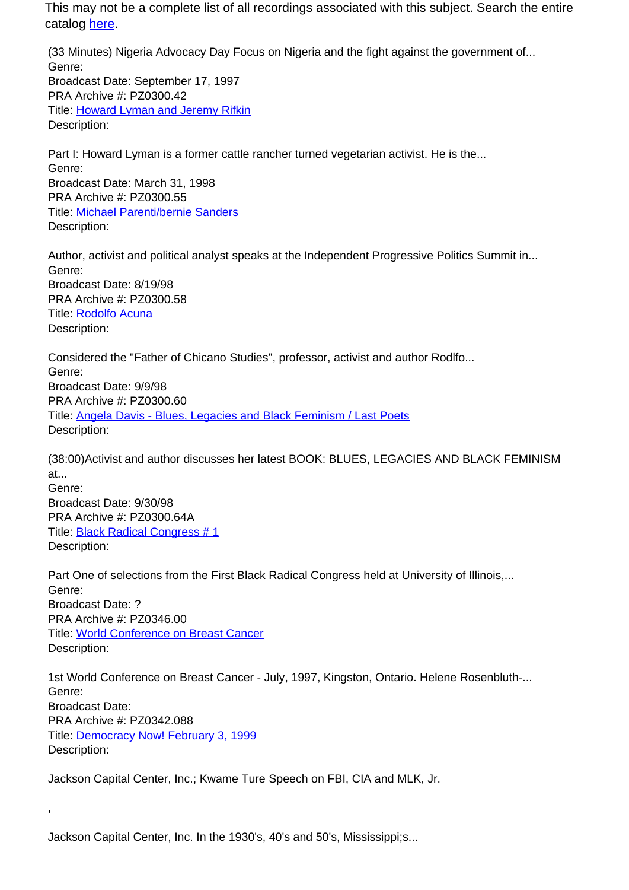This may not be a complete list of all recordings associated with this subject. Search the entire catalog here.

(33 Minutes) Nigeria Advocacy Day Focus on Nigeria and the fight against the government of...
Genre:
Broadcast Date: September 17, 1997
PRA Archive #: PZ0300.42
Title: Howard Lyman and Jeremy Rifkin
Description:

Part I: Howard Lyman is a former cattle rancher turned vegetarian activist. He is the...
Genre:
Broadcast Date: March 31, 1998
PRA Archive #: PZ0300.55
Title: Michael Parenti/bernie Sanders
Description:

Author, activist and political analyst speaks at the Independent Progressive Politics Summit in...
Genre:
Broadcast Date: 8/19/98
PRA Archive #: PZ0300.58
Title: Rodolfo Acuna
Description:

Considered the "Father of Chicano Studies", professor, activist and author Rodlfo...
Genre:
Broadcast Date: 9/9/98
PRA Archive #: PZ0300.60
Title: Angela Davis - Blues, Legacies and Black Feminism / Last Poets
Description:

(38:00)Activist and author discusses her latest BOOK: BLUES, LEGACIES AND BLACK FEMINISM at...
Genre:
Broadcast Date: 9/30/98
PRA Archive #: PZ0300.64A
Title: Black Radical Congress # 1
Description:

Part One of selections from the First Black Radical Congress held at University of Illinois,...
Genre:
Broadcast Date: ?
PRA Archive #: PZ0346.00
Title: World Conference on Breast Cancer
Description:

1st World Conference on Breast Cancer - July, 1997, Kingston, Ontario. Helene Rosenbluth-...
Genre:
Broadcast Date:
PRA Archive #: PZ0342.088
Title: Democracy Now! February 3, 1999
Description:

Jackson Capital Center, Inc.; Kwame Ture Speech on FBI, CIA and MLK, Jr.

,

Jackson Capital Center, Inc. In the 1930's, 40's and 50's, Mississippi;s...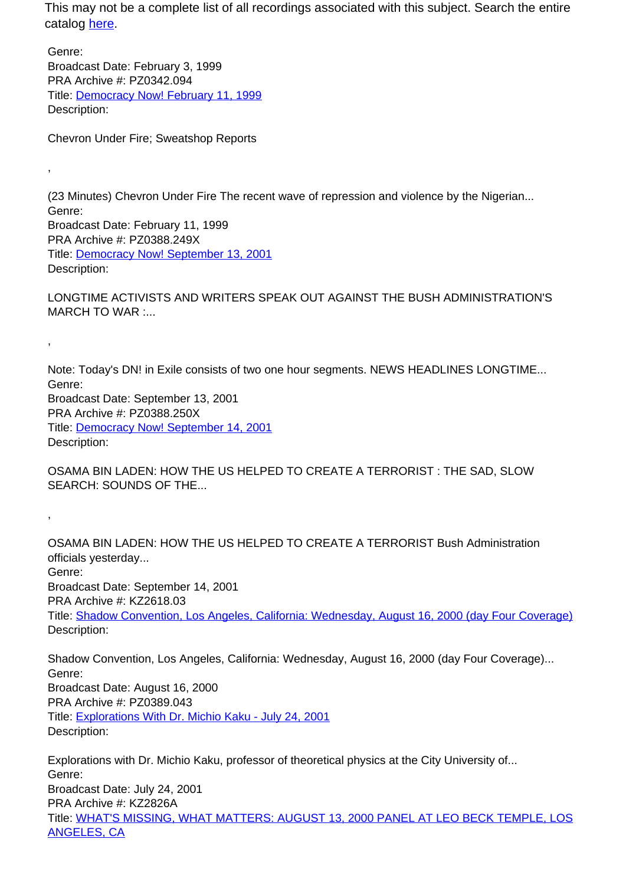This may not be a complete list of all recordings associated with this subject. Search the entire catalog here.

Genre:
Broadcast Date: February 3, 1999
PRA Archive #: PZ0342.094
Title: Democracy Now! February 11, 1999
Description:

Chevron Under Fire; Sweatshop Reports

,

(23 Minutes) Chevron Under Fire The recent wave of repression and violence by the Nigerian...
Genre:
Broadcast Date: February 11, 1999
PRA Archive #: PZ0388.249X
Title: Democracy Now! September 13, 2001
Description:

LONGTIME ACTIVISTS AND WRITERS SPEAK OUT AGAINST THE BUSH ADMINISTRATION'S MARCH TO WAR :...

,

Note: Today's DN! in Exile consists of two one hour segments. NEWS HEADLINES LONGTIME...
Genre:
Broadcast Date: September 13, 2001
PRA Archive #: PZ0388.250X
Title: Democracy Now! September 14, 2001
Description:

OSAMA BIN LADEN: HOW THE US HELPED TO CREATE A TERRORIST : THE SAD, SLOW SEARCH: SOUNDS OF THE...

,

OSAMA BIN LADEN: HOW THE US HELPED TO CREATE A TERRORIST Bush Administration officials yesterday...
Genre:
Broadcast Date: September 14, 2001
PRA Archive #: KZ2618.03
Title: Shadow Convention, Los Angeles, California: Wednesday, August 16, 2000 (day Four Coverage)
Description:

Shadow Convention, Los Angeles, California: Wednesday, August 16, 2000 (day Four Coverage)...
Genre:
Broadcast Date: August 16, 2000
PRA Archive #: PZ0389.043
Title: Explorations With Dr. Michio Kaku - July 24, 2001
Description:

Explorations with Dr. Michio Kaku, professor of theoretical physics at the City University of...
Genre:
Broadcast Date: July 24, 2001
PRA Archive #: KZ2826A
Title: WHAT'S MISSING, WHAT MATTERS: AUGUST 13, 2000 PANEL AT LEO BECK TEMPLE, LOS ANGELES, CA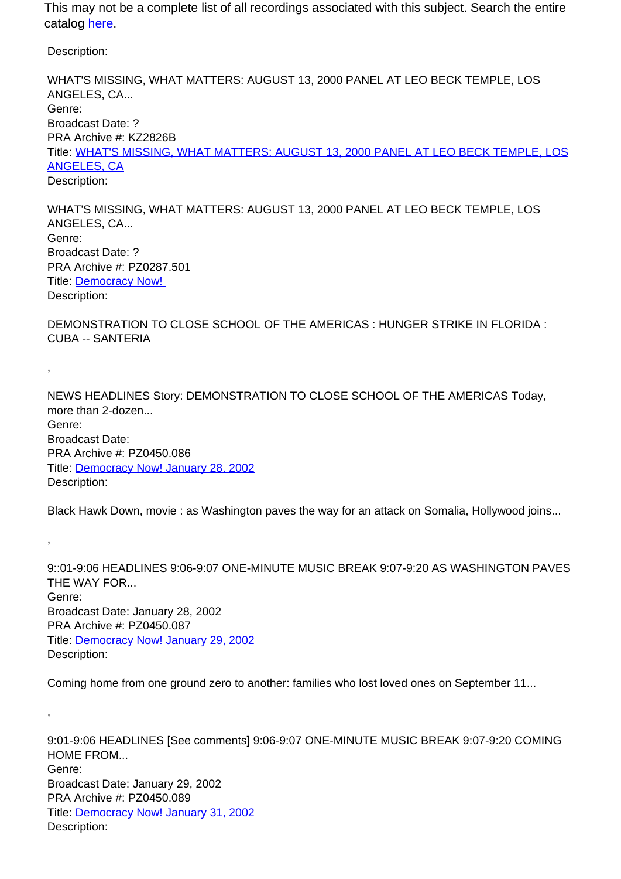This may not be a complete list of all recordings associated with this subject. Search the entire catalog [here](here).

Description:

WHAT'S MISSING, WHAT MATTERS: AUGUST 13, 2000 PANEL AT LEO BECK TEMPLE, LOS ANGELES, CA...
Genre:
Broadcast Date: ?
PRA Archive #: KZ2826B
Title: [WHAT'S MISSING, WHAT MATTERS: AUGUST 13, 2000 PANEL AT LEO BECK TEMPLE, LOS ANGELES, CA]()
Description:

WHAT'S MISSING, WHAT MATTERS: AUGUST 13, 2000 PANEL AT LEO BECK TEMPLE, LOS ANGELES, CA...
Genre:
Broadcast Date: ?
PRA Archive #: PZ0287.501
Title: [Democracy Now!]()
Description:

DEMONSTRATION TO CLOSE SCHOOL OF THE AMERICAS : HUNGER STRIKE IN FLORIDA : CUBA -- SANTERIA

,

NEWS HEADLINES Story: DEMONSTRATION TO CLOSE SCHOOL OF THE AMERICAS Today, more than 2-dozen...
Genre:
Broadcast Date:
PRA Archive #: PZ0450.086
Title: [Democracy Now! January 28, 2002]()
Description:

Black Hawk Down, movie : as Washington paves the way for an attack on Somalia, Hollywood joins...

,

9::01-9:06 HEADLINES 9:06-9:07 ONE-MINUTE MUSIC BREAK 9:07-9:20 AS WASHINGTON PAVES THE WAY FOR...
Genre:
Broadcast Date: January 28, 2002
PRA Archive #: PZ0450.087
Title: [Democracy Now! January 29, 2002]()
Description:

Coming home from one ground zero to another: families who lost loved ones on September 11...

,

9:01-9:06 HEADLINES [See comments] 9:06-9:07 ONE-MINUTE MUSIC BREAK 9:07-9:20 COMING HOME FROM...
Genre:
Broadcast Date: January 29, 2002
PRA Archive #: PZ0450.089
Title: [Democracy Now! January 31, 2002]()
Description: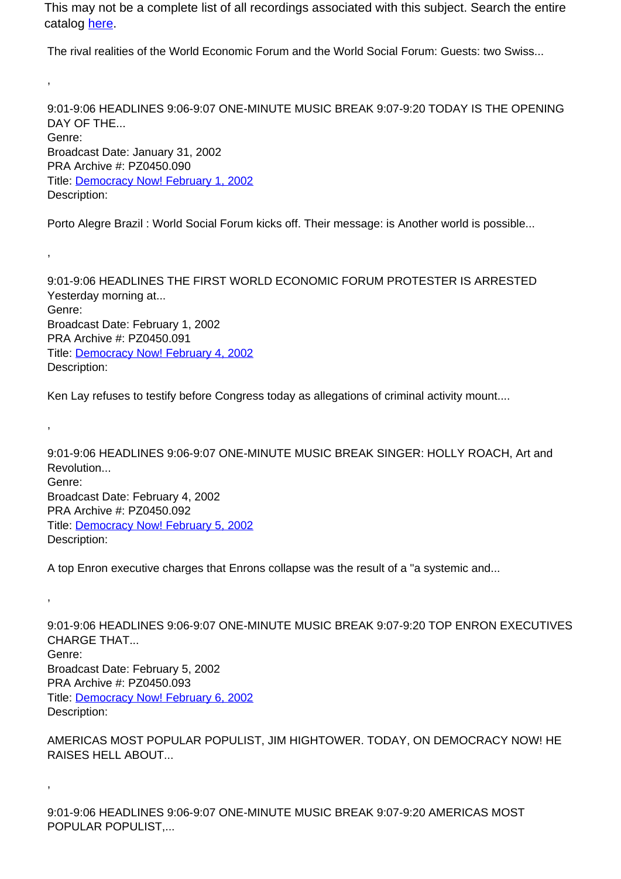This may not be a complete list of all recordings associated with this subject. Search the entire catalog [here](here).

The rival realities of the World Economic Forum and the World Social Forum: Guests: two Swiss...

,

9:01-9:06 HEADLINES 9:06-9:07 ONE-MINUTE MUSIC BREAK 9:07-9:20 TODAY IS THE OPENING DAY OF THE...
Genre:
Broadcast Date: January 31, 2002
PRA Archive #: PZ0450.090
Title: [Democracy Now! February 1, 2002](Democracy Now! February 1, 2002)
Description:

Porto Alegre Brazil : World Social Forum kicks off. Their message: is Another world is possible...

,

9:01-9:06 HEADLINES THE FIRST WORLD ECONOMIC FORUM PROTESTER IS ARRESTED Yesterday morning at...
Genre:
Broadcast Date: February 1, 2002
PRA Archive #: PZ0450.091
Title: [Democracy Now! February 4, 2002](Democracy Now! February 4, 2002)
Description:

Ken Lay refuses to testify before Congress today as allegations of criminal activity mount....

,

9:01-9:06 HEADLINES 9:06-9:07 ONE-MINUTE MUSIC BREAK SINGER: HOLLY ROACH, Art and Revolution...
Genre:
Broadcast Date: February 4, 2002
PRA Archive #: PZ0450.092
Title: [Democracy Now! February 5, 2002](Democracy Now! February 5, 2002)
Description:

A top Enron executive charges that Enrons collapse was the result of a "a systemic and...

,

9:01-9:06 HEADLINES 9:06-9:07 ONE-MINUTE MUSIC BREAK 9:07-9:20 TOP ENRON EXECUTIVES CHARGE THAT...
Genre:
Broadcast Date: February 5, 2002
PRA Archive #: PZ0450.093
Title: [Democracy Now! February 6, 2002](Democracy Now! February 6, 2002)
Description:

AMERICAS MOST POPULAR POPULIST, JIM HIGHTOWER. TODAY, ON DEMOCRACY NOW! HE RAISES HELL ABOUT...

,

9:01-9:06 HEADLINES 9:06-9:07 ONE-MINUTE MUSIC BREAK 9:07-9:20 AMERICAS MOST POPULAR POPULIST,...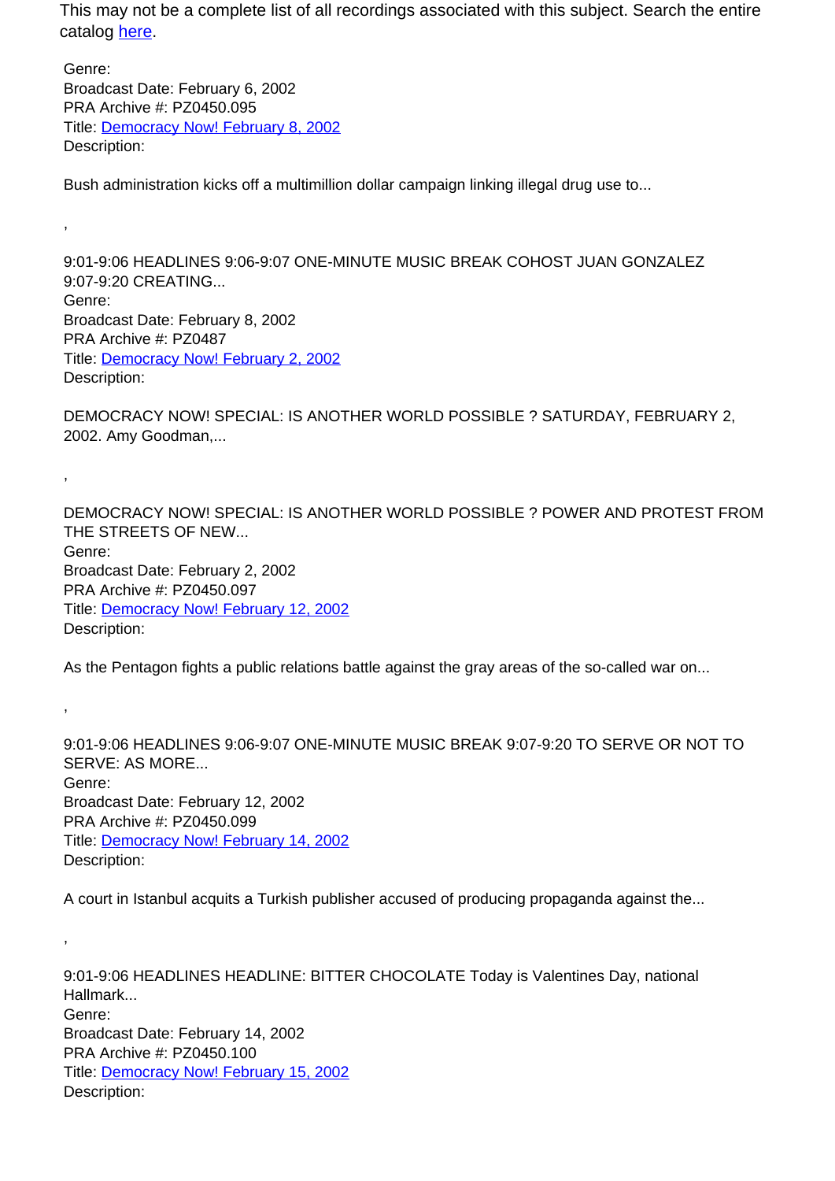This may not be a complete list of all recordings associated with this subject. Search the entire catalog [here](here).

Genre:
Broadcast Date: February 6, 2002
PRA Archive #: PZ0450.095
Title: [Democracy Now! February 8, 2002](Democracy Now! February 8, 2002)
Description:

Bush administration kicks off a multimillion dollar campaign linking illegal drug use to...

,

9:01-9:06 HEADLINES 9:06-9:07 ONE-MINUTE MUSIC BREAK COHOST JUAN GONZALEZ 9:07-9:20 CREATING...
Genre:
Broadcast Date: February 8, 2002
PRA Archive #: PZ0487
Title: [Democracy Now! February 2, 2002](Democracy Now! February 2, 2002)
Description:

DEMOCRACY NOW! SPECIAL: IS ANOTHER WORLD POSSIBLE ? SATURDAY, FEBRUARY 2, 2002. Amy Goodman,...

,

DEMOCRACY NOW! SPECIAL: IS ANOTHER WORLD POSSIBLE ? POWER AND PROTEST FROM THE STREETS OF NEW...
Genre:
Broadcast Date: February 2, 2002
PRA Archive #: PZ0450.097
Title: [Democracy Now! February 12, 2002](Democracy Now! February 12, 2002)
Description:

As the Pentagon fights a public relations battle against the gray areas of the so-called war on...

,

9:01-9:06 HEADLINES 9:06-9:07 ONE-MINUTE MUSIC BREAK 9:07-9:20 TO SERVE OR NOT TO SERVE: AS MORE...
Genre:
Broadcast Date: February 12, 2002
PRA Archive #: PZ0450.099
Title: [Democracy Now! February 14, 2002](Democracy Now! February 14, 2002)
Description:

A court in Istanbul acquits a Turkish publisher accused of producing propaganda against the...

,

9:01-9:06 HEADLINES HEADLINE: BITTER CHOCOLATE Today is Valentines Day, national Hallmark...
Genre:
Broadcast Date: February 14, 2002
PRA Archive #: PZ0450.100
Title: [Democracy Now! February 15, 2002](Democracy Now! February 15, 2002)
Description: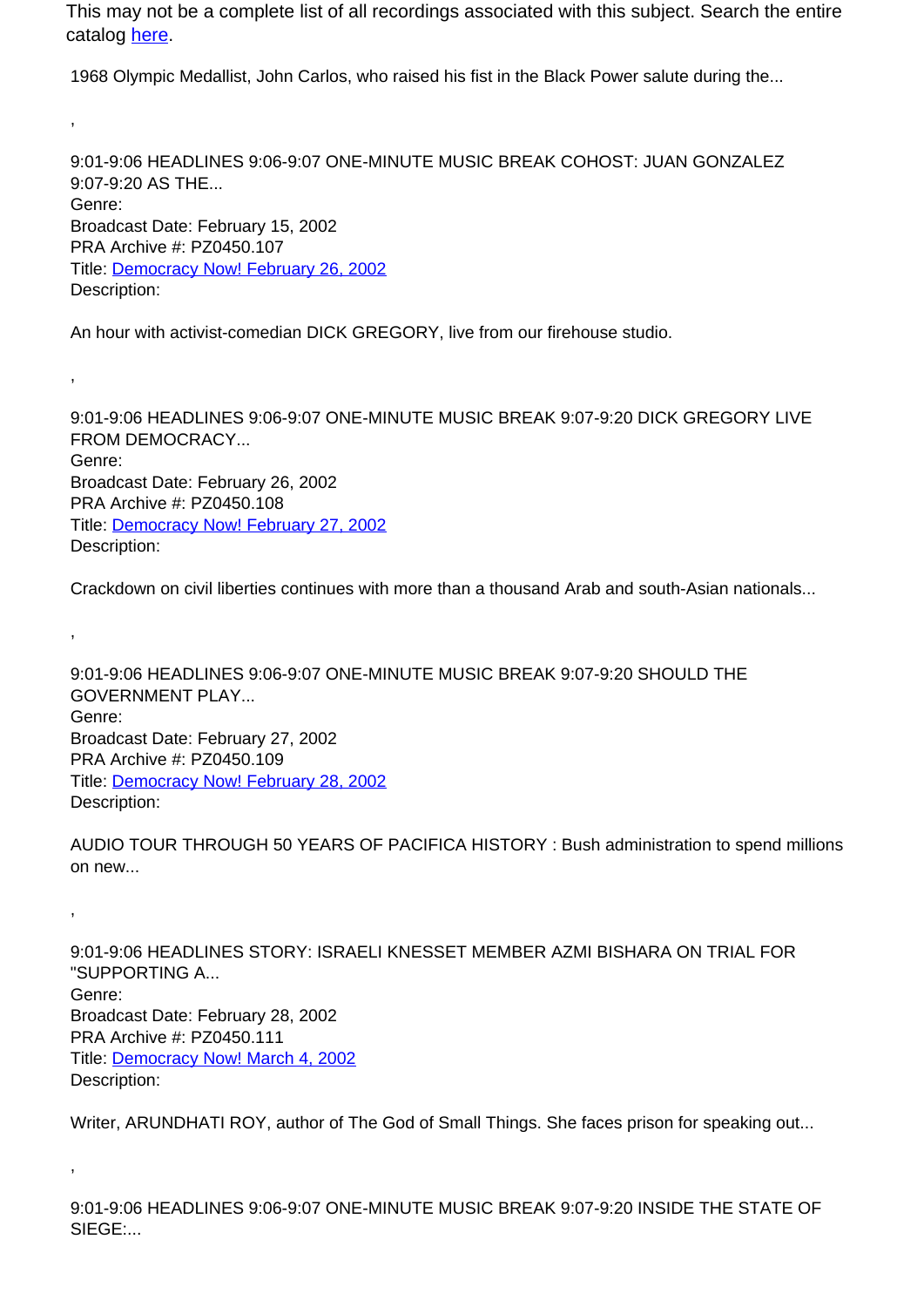This may not be a complete list of all recordings associated with this subject. Search the entire catalog here.

1968 Olympic Medallist, John Carlos, who raised his fist in the Black Power salute during the...

,

9:01-9:06 HEADLINES 9:06-9:07 ONE-MINUTE MUSIC BREAK COHOST: JUAN GONZALEZ 9:07-9:20 AS THE...
Genre:
Broadcast Date: February 15, 2002
PRA Archive #: PZ0450.107
Title: Democracy Now! February 26, 2002
Description:

An hour with activist-comedian DICK GREGORY, live from our firehouse studio.

,

9:01-9:06 HEADLINES 9:06-9:07 ONE-MINUTE MUSIC BREAK 9:07-9:20 DICK GREGORY LIVE FROM DEMOCRACY...
Genre:
Broadcast Date: February 26, 2002
PRA Archive #: PZ0450.108
Title: Democracy Now! February 27, 2002
Description:

Crackdown on civil liberties continues with more than a thousand Arab and south-Asian nationals...

,

9:01-9:06 HEADLINES 9:06-9:07 ONE-MINUTE MUSIC BREAK 9:07-9:20 SHOULD THE GOVERNMENT PLAY...
Genre:
Broadcast Date: February 27, 2002
PRA Archive #: PZ0450.109
Title: Democracy Now! February 28, 2002
Description:

AUDIO TOUR THROUGH 50 YEARS OF PACIFICA HISTORY : Bush administration to spend millions on new...

,

9:01-9:06 HEADLINES STORY: ISRAELI KNESSET MEMBER AZMI BISHARA ON TRIAL FOR "SUPPORTING A...
Genre:
Broadcast Date: February 28, 2002
PRA Archive #: PZ0450.111
Title: Democracy Now! March 4, 2002
Description:

Writer, ARUNDHATI ROY, author of The God of Small Things. She faces prison for speaking out...

,

9:01-9:06 HEADLINES 9:06-9:07 ONE-MINUTE MUSIC BREAK 9:07-9:20 INSIDE THE STATE OF SIEGE:...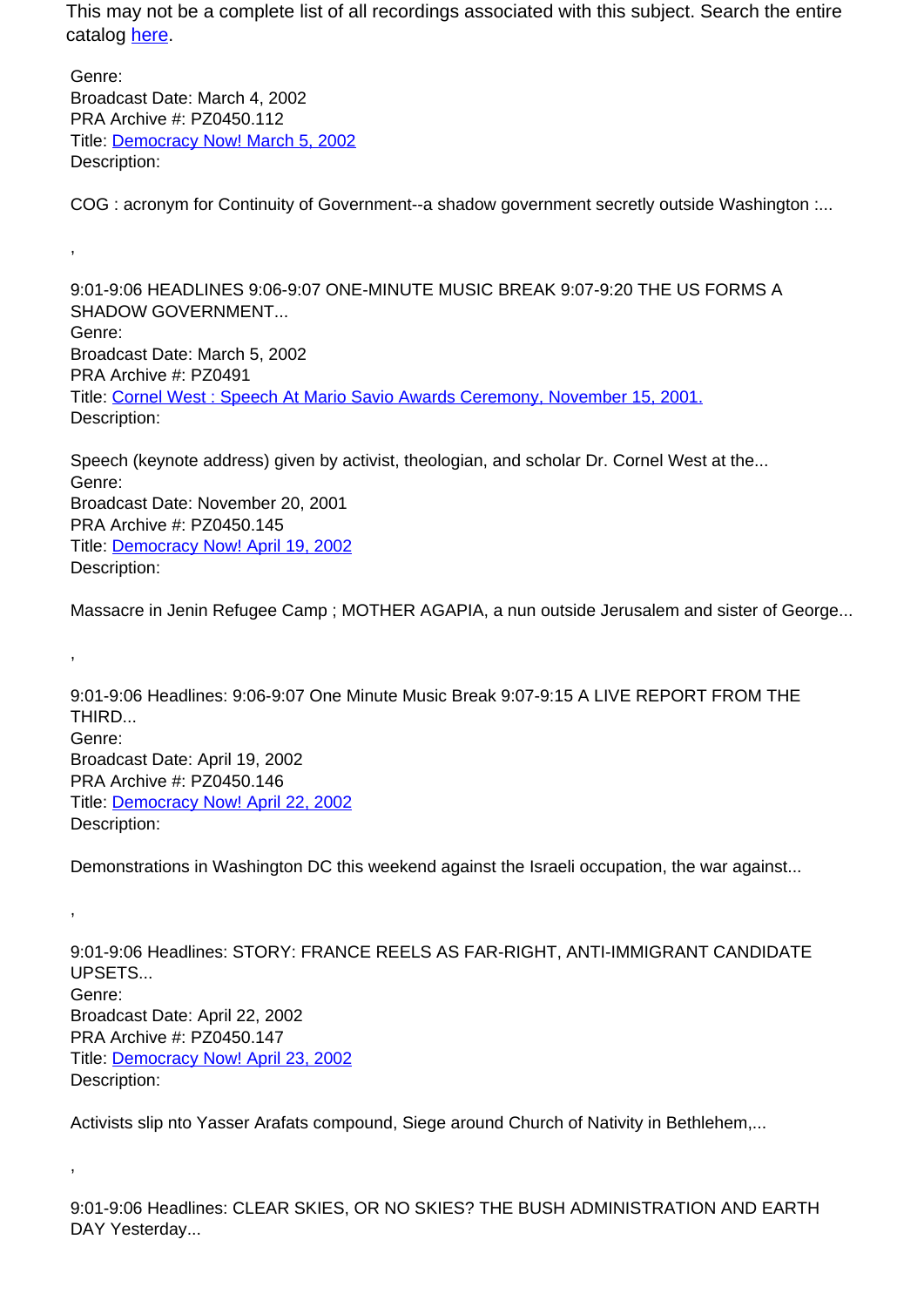This may not be a complete list of all recordings associated with this subject. Search the entire catalog here.

Genre:
Broadcast Date: March 4, 2002
PRA Archive #: PZ0450.112
Title: Democracy Now! March 5, 2002
Description:

COG : acronym for Continuity of Government--a shadow government secretly outside Washington :...

,

9:01-9:06 HEADLINES 9:06-9:07 ONE-MINUTE MUSIC BREAK 9:07-9:20 THE US FORMS A SHADOW GOVERNMENT...
Genre:
Broadcast Date: March 5, 2002
PRA Archive #: PZ0491
Title: Cornel West : Speech At Mario Savio Awards Ceremony, November 15, 2001.
Description:

Speech (keynote address) given by activist, theologian, and scholar Dr. Cornel West at the...
Genre:
Broadcast Date: November 20, 2001
PRA Archive #: PZ0450.145
Title: Democracy Now! April 19, 2002
Description:

Massacre in Jenin Refugee Camp ; MOTHER AGAPIA, a nun outside Jerusalem and sister of George...

,

9:01-9:06 Headlines: 9:06-9:07 One Minute Music Break 9:07-9:15 A LIVE REPORT FROM THE THIRD...
Genre:
Broadcast Date: April 19, 2002
PRA Archive #: PZ0450.146
Title: Democracy Now! April 22, 2002
Description:

Demonstrations in Washington DC this weekend against the Israeli occupation, the war against...

,

9:01-9:06 Headlines: STORY: FRANCE REELS AS FAR-RIGHT, ANTI-IMMIGRANT CANDIDATE UPSETS...
Genre:
Broadcast Date: April 22, 2002
PRA Archive #: PZ0450.147
Title: Democracy Now! April 23, 2002
Description:

Activists slip nto Yasser Arafats compound, Siege around Church of Nativity in Bethlehem,...

,

9:01-9:06 Headlines: CLEAR SKIES, OR NO SKIES? THE BUSH ADMINISTRATION AND EARTH DAY Yesterday...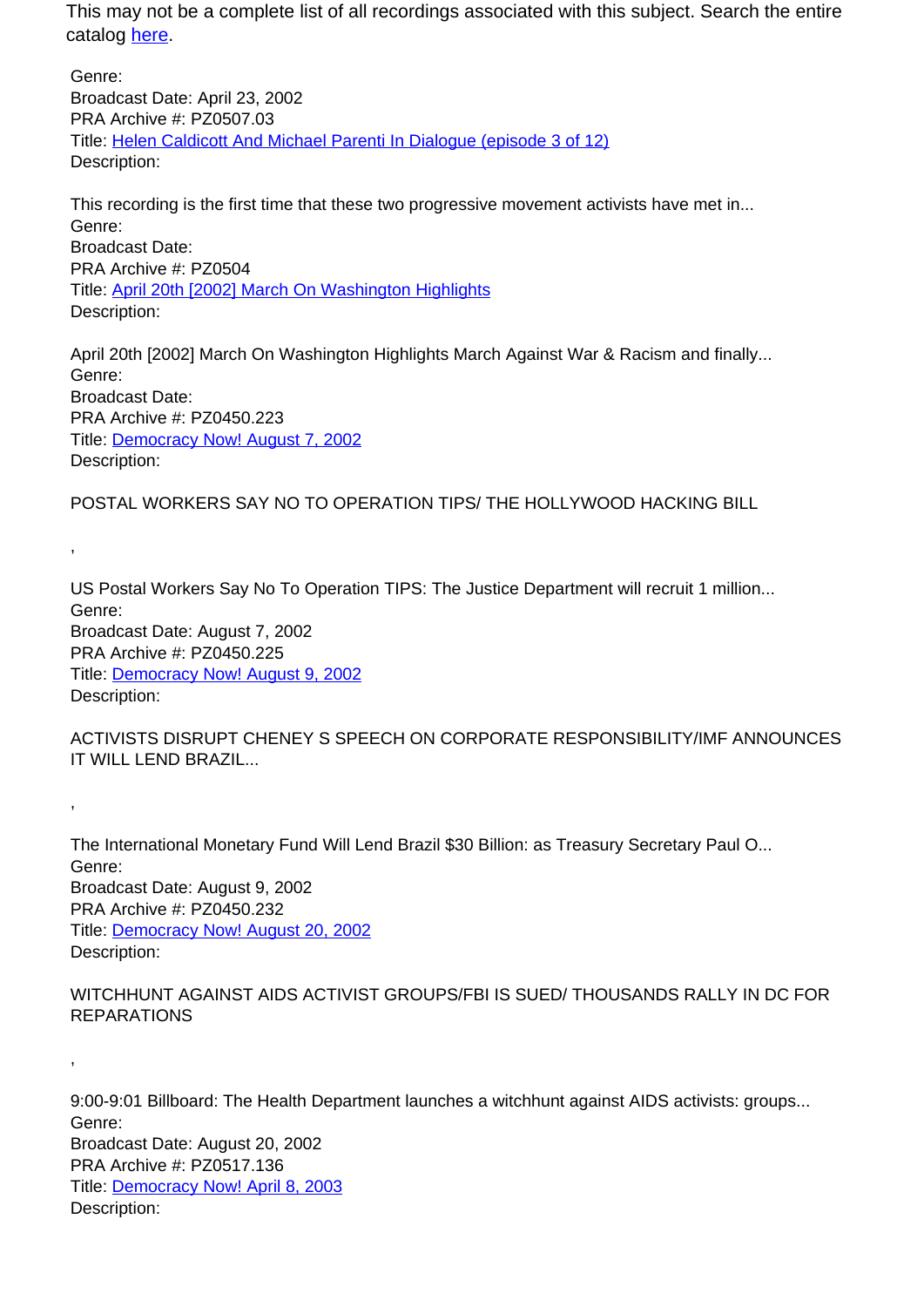This may not be a complete list of all recordings associated with this subject. Search the entire catalog here.

Genre:
Broadcast Date: April 23, 2002
PRA Archive #: PZ0507.03
Title: Helen Caldicott And Michael Parenti In Dialogue (episode 3 of 12)
Description:

This recording is the first time that these two progressive movement activists have met in...
Genre:
Broadcast Date:
PRA Archive #: PZ0504
Title: April 20th [2002] March On Washington Highlights
Description:

April 20th [2002] March On Washington Highlights March Against War & Racism and finally...
Genre:
Broadcast Date:
PRA Archive #: PZ0450.223
Title: Democracy Now! August 7, 2002
Description:

POSTAL WORKERS SAY NO TO OPERATION TIPS/ THE HOLLYWOOD HACKING BILL

,

US Postal Workers Say No To Operation TIPS: The Justice Department will recruit 1 million...
Genre:
Broadcast Date: August 7, 2002
PRA Archive #: PZ0450.225
Title: Democracy Now! August 9, 2002
Description:

ACTIVISTS DISRUPT CHENEY S SPEECH ON CORPORATE RESPONSIBILITY/IMF ANNOUNCES IT WILL LEND BRAZIL...

,

The International Monetary Fund Will Lend Brazil $30 Billion: as Treasury Secretary Paul O...
Genre:
Broadcast Date: August 9, 2002
PRA Archive #: PZ0450.232
Title: Democracy Now! August 20, 2002
Description:

WITCHHUNT AGAINST AIDS ACTIVIST GROUPS/FBI IS SUED/ THOUSANDS RALLY IN DC FOR REPARATIONS

,

9:00-9:01 Billboard: The Health Department launches a witchhunt against AIDS activists: groups...
Genre:
Broadcast Date: August 20, 2002
PRA Archive #: PZ0517.136
Title: Democracy Now! April 8, 2003
Description: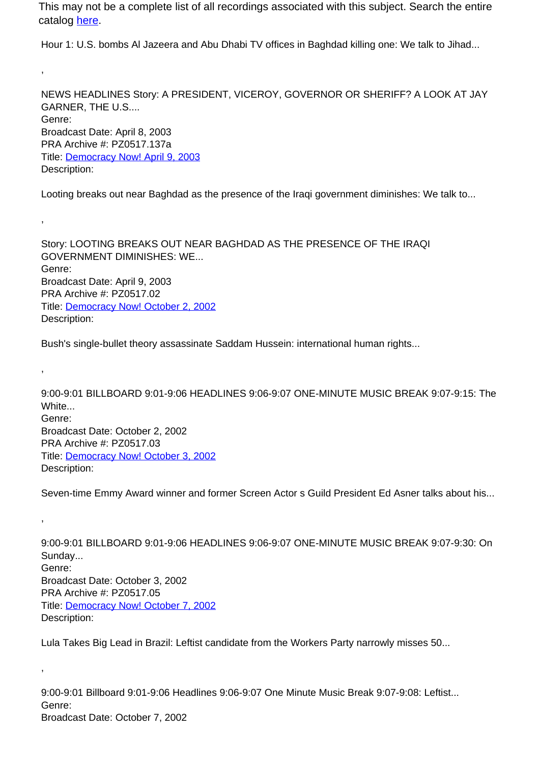This may not be a complete list of all recordings associated with this subject. Search the entire catalog here.

Hour 1: U.S. bombs Al Jazeera and Abu Dhabi TV offices in Baghdad killing one: We talk to Jihad...

,

NEWS HEADLINES Story: A PRESIDENT, VICEROY, GOVERNOR OR SHERIFF? A LOOK AT JAY GARNER, THE U.S....
Genre:
Broadcast Date: April 8, 2003
PRA Archive #: PZ0517.137a
Title: Democracy Now! April 9, 2003
Description:

Looting breaks out near Baghdad as the presence of the Iraqi government diminishes: We talk to...

,

Story: LOOTING BREAKS OUT NEAR BAGHDAD AS THE PRESENCE OF THE IRAQI GOVERNMENT DIMINISHES: WE...
Genre:
Broadcast Date: April 9, 2003
PRA Archive #: PZ0517.02
Title: Democracy Now! October 2, 2002
Description:

Bush's single-bullet theory assassinate Saddam Hussein: international human rights...

,

9:00-9:01 BILLBOARD 9:01-9:06 HEADLINES 9:06-9:07 ONE-MINUTE MUSIC BREAK 9:07-9:15: The White...
Genre:
Broadcast Date: October 2, 2002
PRA Archive #: PZ0517.03
Title: Democracy Now! October 3, 2002
Description:

Seven-time Emmy Award winner and former Screen Actor s Guild President Ed Asner talks about his...

,

9:00-9:01 BILLBOARD 9:01-9:06 HEADLINES 9:06-9:07 ONE-MINUTE MUSIC BREAK 9:07-9:30: On Sunday...
Genre:
Broadcast Date: October 3, 2002
PRA Archive #: PZ0517.05
Title: Democracy Now! October 7, 2002
Description:

Lula Takes Big Lead in Brazil: Leftist candidate from the Workers Party narrowly misses 50...

,

9:00-9:01 Billboard 9:01-9:06 Headlines 9:06-9:07 One Minute Music Break 9:07-9:08: Leftist...
Genre:
Broadcast Date: October 7, 2002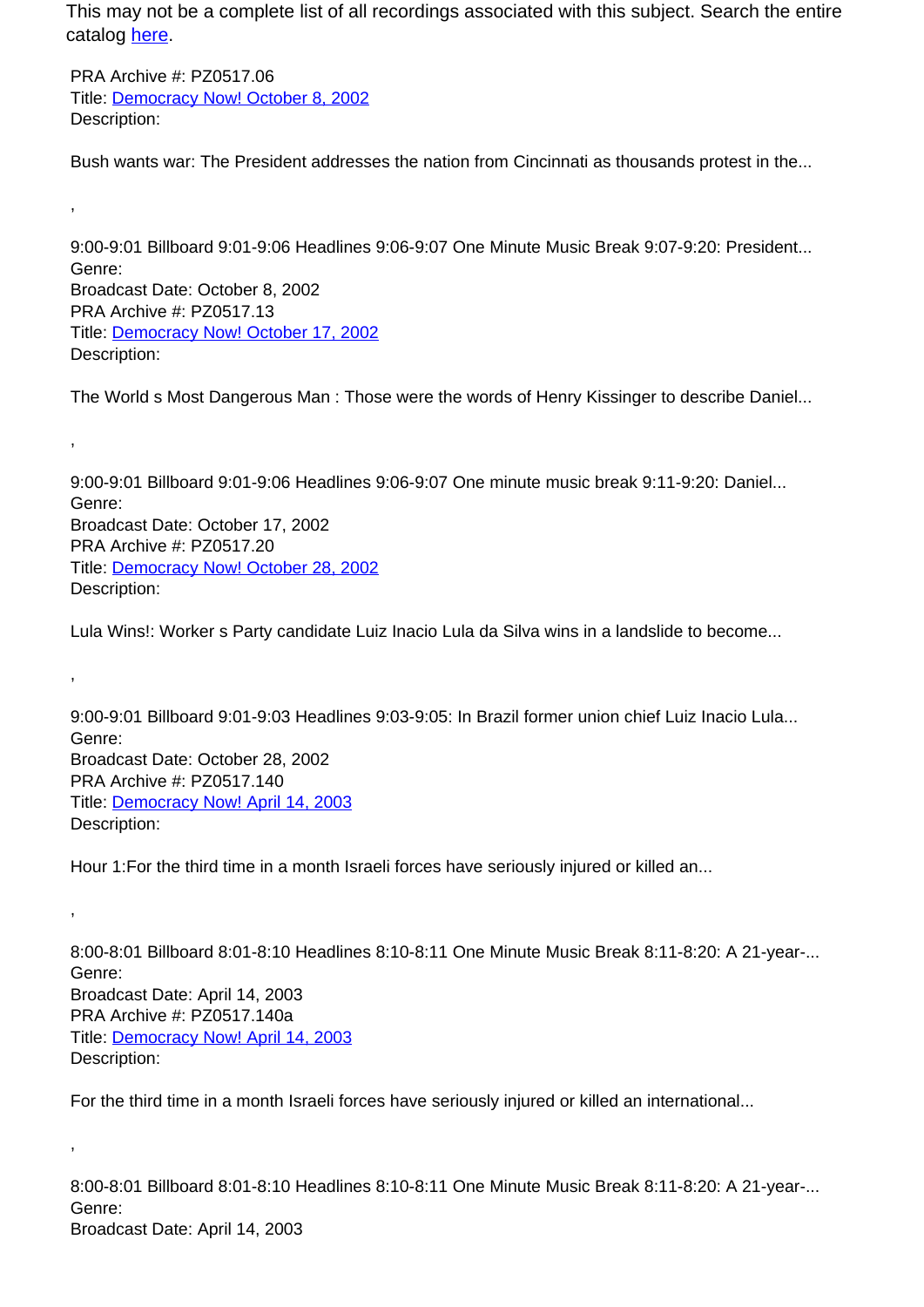This may not be a complete list of all recordings associated with this subject. Search the entire catalog here.

PRA Archive #: PZ0517.06
Title: Democracy Now! October 8, 2002
Description:

Bush wants war: The President addresses the nation from Cincinnati as thousands protest in the...

,

9:00-9:01 Billboard 9:01-9:06 Headlines 9:06-9:07 One Minute Music Break 9:07-9:20: President...
Genre:
Broadcast Date: October 8, 2002
PRA Archive #: PZ0517.13
Title: Democracy Now! October 17, 2002
Description:

The World s Most Dangerous Man : Those were the words of Henry Kissinger to describe Daniel...

,

9:00-9:01 Billboard 9:01-9:06 Headlines 9:06-9:07 One minute music break 9:11-9:20: Daniel...
Genre:
Broadcast Date: October 17, 2002
PRA Archive #: PZ0517.20
Title: Democracy Now! October 28, 2002
Description:

Lula Wins!: Worker s Party candidate Luiz Inacio Lula da Silva wins in a landslide to become...

,

9:00-9:01 Billboard 9:01-9:03 Headlines 9:03-9:05: In Brazil former union chief Luiz Inacio Lula...
Genre:
Broadcast Date: October 28, 2002
PRA Archive #: PZ0517.140
Title: Democracy Now! April 14, 2003
Description:

Hour 1:For the third time in a month Israeli forces have seriously injured or killed an...

,

8:00-8:01 Billboard 8:01-8:10 Headlines 8:10-8:11 One Minute Music Break 8:11-8:20: A 21-year-...
Genre:
Broadcast Date: April 14, 2003
PRA Archive #: PZ0517.140a
Title: Democracy Now! April 14, 2003
Description:

For the third time in a month Israeli forces have seriously injured or killed an international...

,

8:00-8:01 Billboard 8:01-8:10 Headlines 8:10-8:11 One Minute Music Break 8:11-8:20: A 21-year-...
Genre:
Broadcast Date: April 14, 2003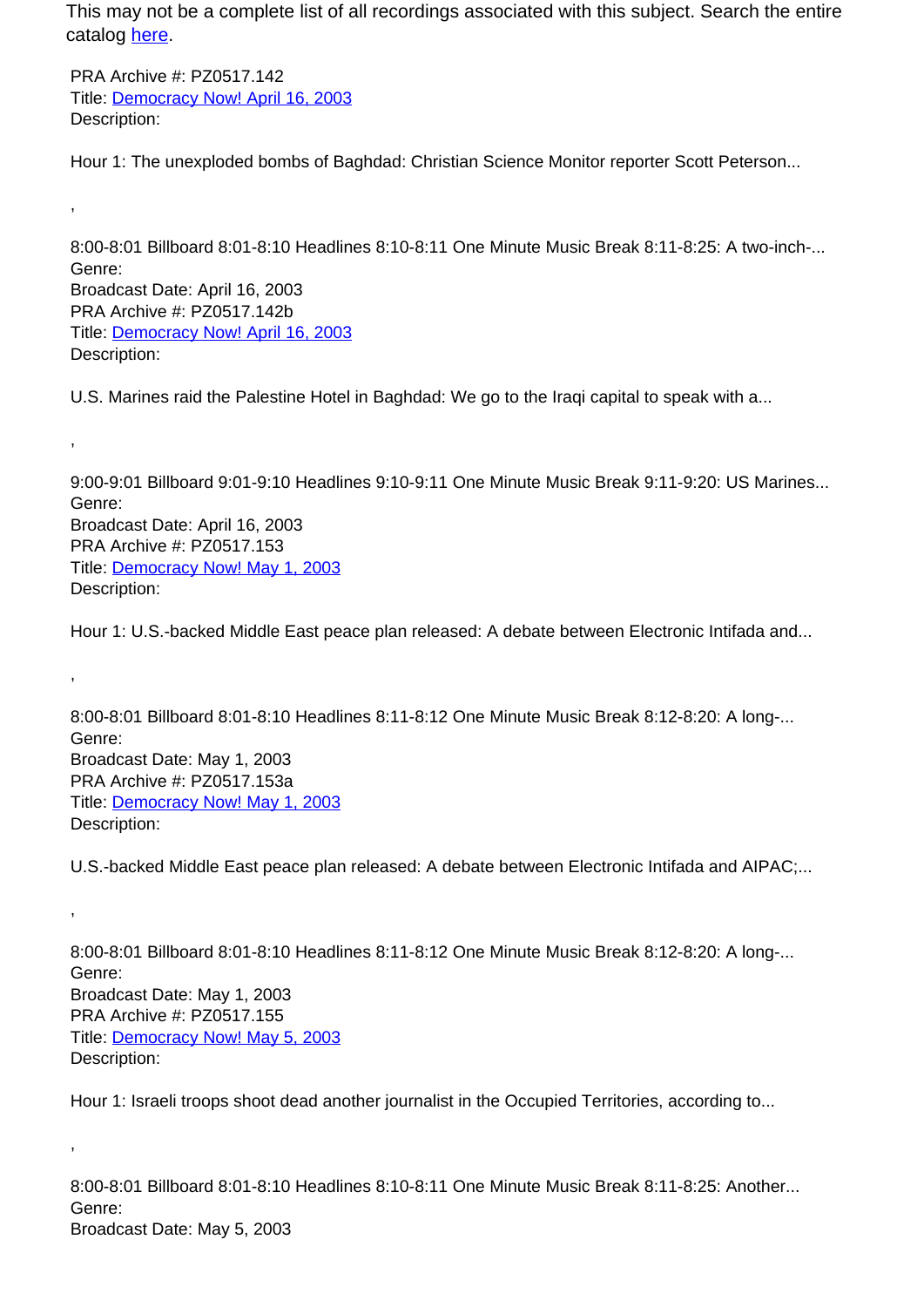This may not be a complete list of all recordings associated with this subject. Search the entire catalog [here](here).

PRA Archive #: PZ0517.142
Title: [Democracy Now! April 16, 2003](Democracy Now! April 16, 2003)
Description:

Hour 1: The unexploded bombs of Baghdad: Christian Science Monitor reporter Scott Peterson...

,

8:00-8:01 Billboard 8:01-8:10 Headlines 8:10-8:11 One Minute Music Break 8:11-8:25: A two-inch-...
Genre:
Broadcast Date: April 16, 2003
PRA Archive #: PZ0517.142b
Title: [Democracy Now! April 16, 2003](Democracy Now! April 16, 2003)
Description:

U.S. Marines raid the Palestine Hotel in Baghdad: We go to the Iraqi capital to speak with a...

,

9:00-9:01 Billboard 9:01-9:10 Headlines 9:10-9:11 One Minute Music Break 9:11-9:20: US Marines...
Genre:
Broadcast Date: April 16, 2003
PRA Archive #: PZ0517.153
Title: [Democracy Now! May 1, 2003](Democracy Now! May 1, 2003)
Description:

Hour 1: U.S.-backed Middle East peace plan released: A debate between Electronic Intifada and...

,

8:00-8:01 Billboard 8:01-8:10 Headlines 8:11-8:12 One Minute Music Break 8:12-8:20: A long-...
Genre:
Broadcast Date: May 1, 2003
PRA Archive #: PZ0517.153a
Title: [Democracy Now! May 1, 2003](Democracy Now! May 1, 2003)
Description:

U.S.-backed Middle East peace plan released: A debate between Electronic Intifada and AIPAC;...

,

8:00-8:01 Billboard 8:01-8:10 Headlines 8:11-8:12 One Minute Music Break 8:12-8:20: A long-...
Genre:
Broadcast Date: May 1, 2003
PRA Archive #: PZ0517.155
Title: [Democracy Now! May 5, 2003](Democracy Now! May 5, 2003)
Description:

Hour 1: Israeli troops shoot dead another journalist in the Occupied Territories, according to...

,

8:00-8:01 Billboard 8:01-8:10 Headlines 8:10-8:11 One Minute Music Break 8:11-8:25: Another...
Genre:
Broadcast Date: May 5, 2003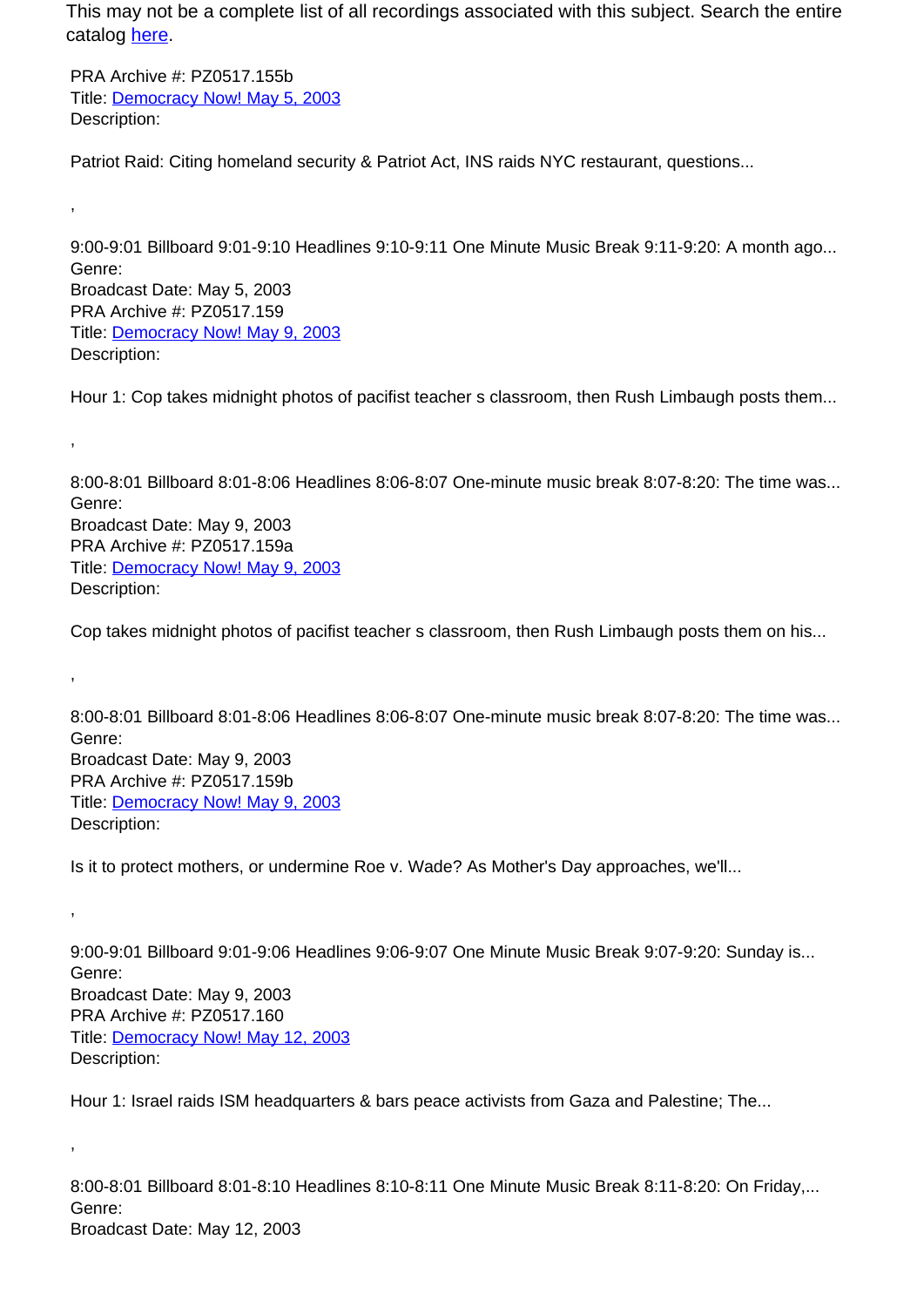This may not be a complete list of all recordings associated with this subject. Search the entire catalog [here](here).

PRA Archive #: PZ0517.155b
Title: [Democracy Now! May 5, 2003](Democracy Now! May 5, 2003)
Description:

Patriot Raid: Citing homeland security & Patriot Act, INS raids NYC restaurant, questions...

,

9:00-9:01 Billboard 9:01-9:10 Headlines 9:10-9:11 One Minute Music Break 9:11-9:20: A month ago...
Genre:
Broadcast Date: May 5, 2003
PRA Archive #: PZ0517.159
Title: [Democracy Now! May 9, 2003](Democracy Now! May 9, 2003)
Description:

Hour 1: Cop takes midnight photos of pacifist teacher s classroom, then Rush Limbaugh posts them...

,

8:00-8:01 Billboard 8:01-8:06 Headlines 8:06-8:07 One-minute music break 8:07-8:20: The time was...
Genre:
Broadcast Date: May 9, 2003
PRA Archive #: PZ0517.159a
Title: [Democracy Now! May 9, 2003](Democracy Now! May 9, 2003)
Description:

Cop takes midnight photos of pacifist teacher s classroom, then Rush Limbaugh posts them on his...

,

8:00-8:01 Billboard 8:01-8:06 Headlines 8:06-8:07 One-minute music break 8:07-8:20: The time was...
Genre:
Broadcast Date: May 9, 2003
PRA Archive #: PZ0517.159b
Title: [Democracy Now! May 9, 2003](Democracy Now! May 9, 2003)
Description:

Is it to protect mothers, or undermine Roe v. Wade? As Mother's Day approaches, we'll...

,

9:00-9:01 Billboard 9:01-9:06 Headlines 9:06-9:07 One Minute Music Break 9:07-9:20: Sunday is...
Genre:
Broadcast Date: May 9, 2003
PRA Archive #: PZ0517.160
Title: [Democracy Now! May 12, 2003](Democracy Now! May 12, 2003)
Description:

Hour 1: Israel raids ISM headquarters & bars peace activists from Gaza and Palestine; The...

,

8:00-8:01 Billboard 8:01-8:10 Headlines 8:10-8:11 One Minute Music Break 8:11-8:20: On Friday,...
Genre:
Broadcast Date: May 12, 2003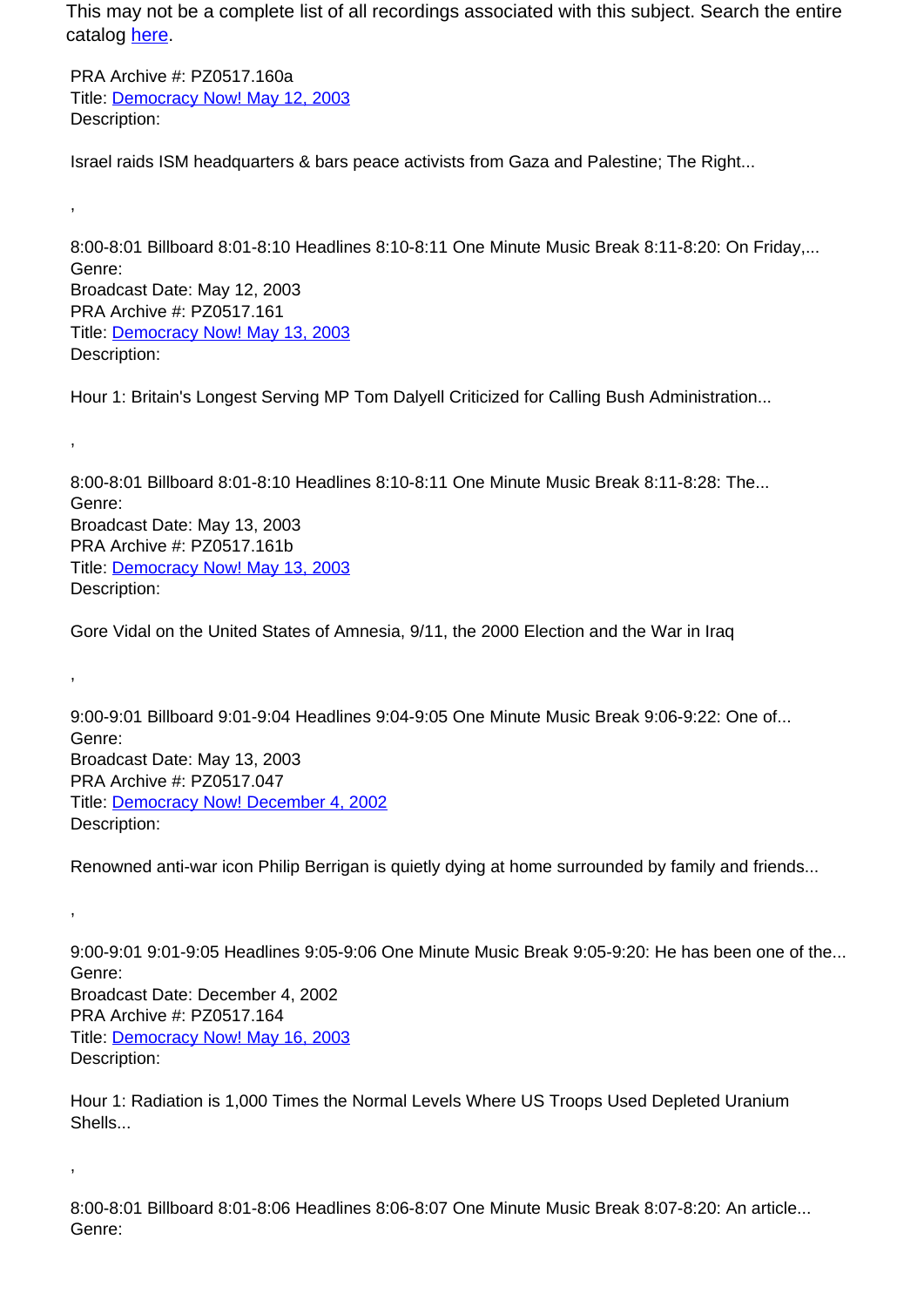This may not be a complete list of all recordings associated with this subject. Search the entire catalog [here](here).

PRA Archive #: PZ0517.160a
Title: [Democracy Now! May 12, 2003](Democracy Now! May 12, 2003)
Description:

Israel raids ISM headquarters & bars peace activists from Gaza and Palestine; The Right...

,

8:00-8:01 Billboard 8:01-8:10 Headlines 8:10-8:11 One Minute Music Break 8:11-8:20: On Friday,...
Genre:
Broadcast Date: May 12, 2003
PRA Archive #: PZ0517.161
Title: [Democracy Now! May 13, 2003](Democracy Now! May 13, 2003)
Description:

Hour 1: Britain's Longest Serving MP Tom Dalyell Criticized for Calling Bush Administration...

,

8:00-8:01 Billboard 8:01-8:10 Headlines 8:10-8:11 One Minute Music Break 8:11-8:28: The...
Genre:
Broadcast Date: May 13, 2003
PRA Archive #: PZ0517.161b
Title: [Democracy Now! May 13, 2003](Democracy Now! May 13, 2003)
Description:

Gore Vidal on the United States of Amnesia, 9/11, the 2000 Election and the War in Iraq

,

9:00-9:01 Billboard 9:01-9:04 Headlines 9:04-9:05 One Minute Music Break 9:06-9:22: One of...
Genre:
Broadcast Date: May 13, 2003
PRA Archive #: PZ0517.047
Title: [Democracy Now! December 4, 2002](Democracy Now! December 4, 2002)
Description:

Renowned anti-war icon Philip Berrigan is quietly dying at home surrounded by family and friends...

,

9:00-9:01 9:01-9:05 Headlines 9:05-9:06 One Minute Music Break 9:05-9:20: He has been one of the...
Genre:
Broadcast Date: December 4, 2002
PRA Archive #: PZ0517.164
Title: [Democracy Now! May 16, 2003](Democracy Now! May 16, 2003)
Description:

Hour 1: Radiation is 1,000 Times the Normal Levels Where US Troops Used Depleted Uranium Shells...

,

8:00-8:01 Billboard 8:01-8:06 Headlines 8:06-8:07 One Minute Music Break 8:07-8:20: An article...
Genre: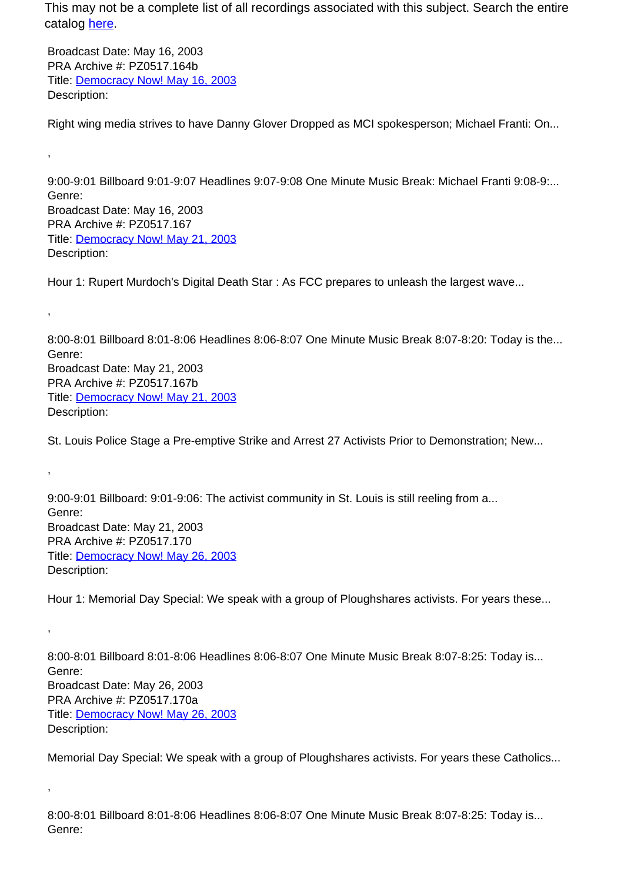This may not be a complete list of all recordings associated with this subject. Search the entire catalog [here](here).

Broadcast Date: May 16, 2003
PRA Archive #: PZ0517.164b
Title: [Democracy Now! May 16, 2003](Democracy Now! May 16, 2003)
Description:

Right wing media strives to have Danny Glover Dropped as MCI spokesperson; Michael Franti: On...

,

9:00-9:01 Billboard 9:01-9:07 Headlines 9:07-9:08 One Minute Music Break: Michael Franti 9:08-9:...
Genre:
Broadcast Date: May 16, 2003
PRA Archive #: PZ0517.167
Title: [Democracy Now! May 21, 2003](Democracy Now! May 21, 2003)
Description:

Hour 1: Rupert Murdoch's Digital Death Star : As FCC prepares to unleash the largest wave...

,

8:00-8:01 Billboard 8:01-8:06 Headlines 8:06-8:07 One Minute Music Break 8:07-8:20: Today is the...
Genre:
Broadcast Date: May 21, 2003
PRA Archive #: PZ0517.167b
Title: [Democracy Now! May 21, 2003](Democracy Now! May 21, 2003)
Description:

St. Louis Police Stage a Pre-emptive Strike and Arrest 27 Activists Prior to Demonstration; New...

,

9:00-9:01 Billboard: 9:01-9:06: The activist community in St. Louis is still reeling from a...
Genre:
Broadcast Date: May 21, 2003
PRA Archive #: PZ0517.170
Title: [Democracy Now! May 26, 2003](Democracy Now! May 26, 2003)
Description:

Hour 1: Memorial Day Special: We speak with a group of Ploughshares activists. For years these...

,

8:00-8:01 Billboard 8:01-8:06 Headlines 8:06-8:07 One Minute Music Break 8:07-8:25: Today is...
Genre:
Broadcast Date: May 26, 2003
PRA Archive #: PZ0517.170a
Title: [Democracy Now! May 26, 2003](Democracy Now! May 26, 2003)
Description:

Memorial Day Special: We speak with a group of Ploughshares activists. For years these Catholics...

,

8:00-8:01 Billboard 8:01-8:06 Headlines 8:06-8:07 One Minute Music Break 8:07-8:25: Today is...
Genre: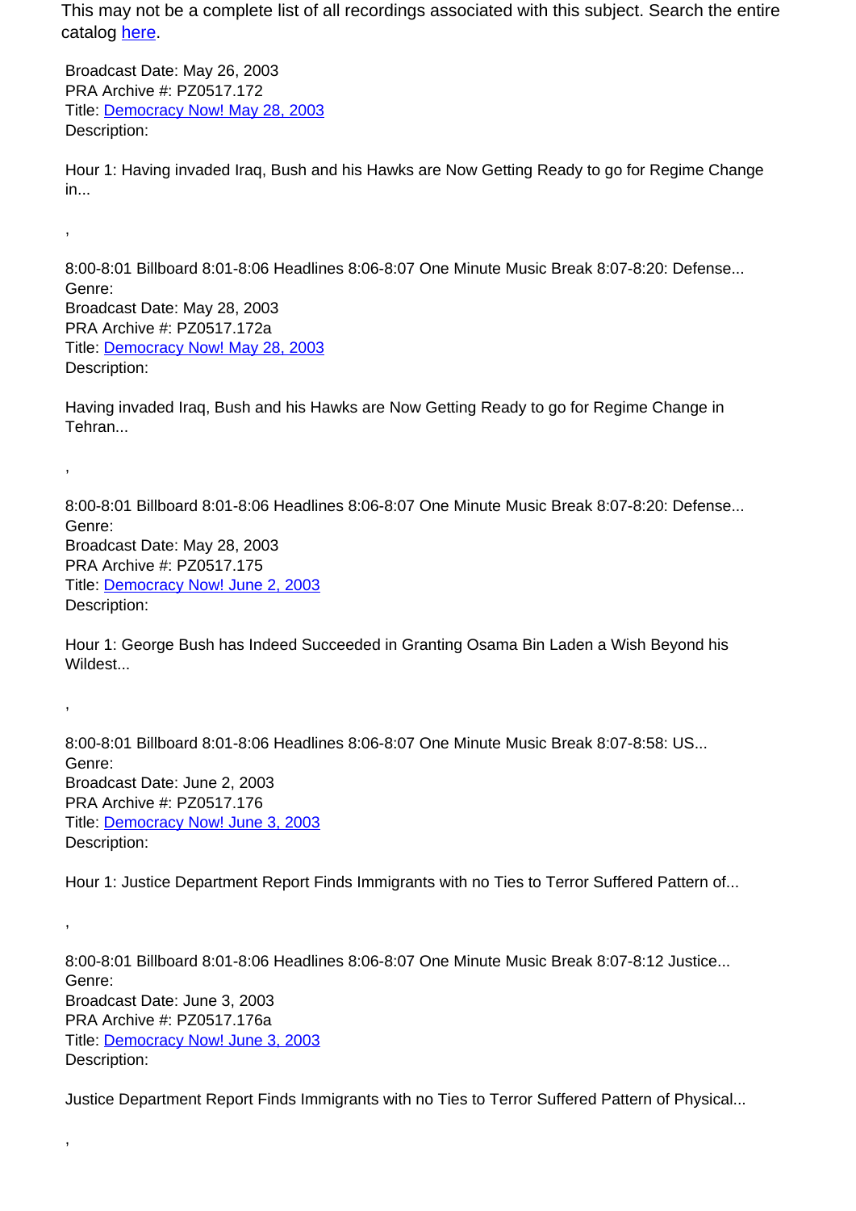This may not be a complete list of all recordings associated with this subject. Search the entire catalog here.

Broadcast Date: May 26, 2003
PRA Archive #: PZ0517.172
Title: Democracy Now! May 28, 2003
Description:

Hour 1: Having invaded Iraq, Bush and his Hawks are Now Getting Ready to go for Regime Change in...

,

8:00-8:01 Billboard 8:01-8:06 Headlines 8:06-8:07 One Minute Music Break 8:07-8:20: Defense...
Genre:
Broadcast Date: May 28, 2003
PRA Archive #: PZ0517.172a
Title: Democracy Now! May 28, 2003
Description:

Having invaded Iraq, Bush and his Hawks are Now Getting Ready to go for Regime Change in Tehran...

,

8:00-8:01 Billboard 8:01-8:06 Headlines 8:06-8:07 One Minute Music Break 8:07-8:20: Defense...
Genre:
Broadcast Date: May 28, 2003
PRA Archive #: PZ0517.175
Title: Democracy Now! June 2, 2003
Description:

Hour 1: George Bush has Indeed Succeeded in Granting Osama Bin Laden a Wish Beyond his Wildest...

,

8:00-8:01 Billboard 8:01-8:06 Headlines 8:06-8:07 One Minute Music Break 8:07-8:58: US...
Genre:
Broadcast Date: June 2, 2003
PRA Archive #: PZ0517.176
Title: Democracy Now! June 3, 2003
Description:

Hour 1: Justice Department Report Finds Immigrants with no Ties to Terror Suffered Pattern of...

,

8:00-8:01 Billboard 8:01-8:06 Headlines 8:06-8:07 One Minute Music Break 8:07-8:12 Justice...
Genre:
Broadcast Date: June 3, 2003
PRA Archive #: PZ0517.176a
Title: Democracy Now! June 3, 2003
Description:

Justice Department Report Finds Immigrants with no Ties to Terror Suffered Pattern of Physical...

,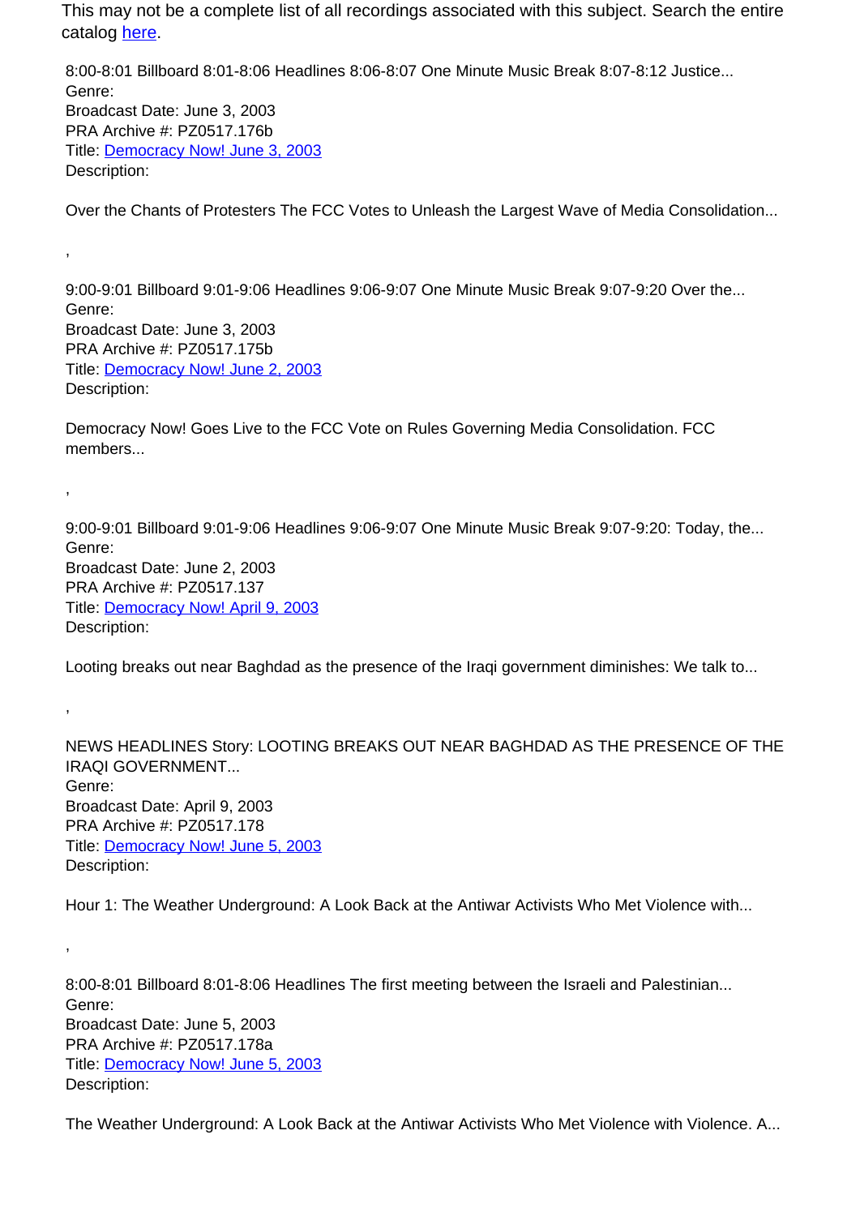This may not be a complete list of all recordings associated with this subject. Search the entire catalog [here](#).

8:00-8:01 Billboard 8:01-8:06 Headlines 8:06-8:07 One Minute Music Break 8:07-8:12 Justice...
Genre:
Broadcast Date: June 3, 2003
PRA Archive #: PZ0517.176b
Title: [Democracy Now! June 3, 2003](#)
Description:

Over the Chants of Protesters The FCC Votes to Unleash the Largest Wave of Media Consolidation...

,

9:00-9:01 Billboard 9:01-9:06 Headlines 9:06-9:07 One Minute Music Break 9:07-9:20 Over the...
Genre:
Broadcast Date: June 3, 2003
PRA Archive #: PZ0517.175b
Title: [Democracy Now! June 2, 2003](#)
Description:

Democracy Now! Goes Live to the FCC Vote on Rules Governing Media Consolidation. FCC members...

,

9:00-9:01 Billboard 9:01-9:06 Headlines 9:06-9:07 One Minute Music Break 9:07-9:20: Today, the...
Genre:
Broadcast Date: June 2, 2003
PRA Archive #: PZ0517.137
Title: [Democracy Now! April 9, 2003](#)
Description:

Looting breaks out near Baghdad as the presence of the Iraqi government diminishes: We talk to...

,

NEWS HEADLINES Story: LOOTING BREAKS OUT NEAR BAGHDAD AS THE PRESENCE OF THE IRAQI GOVERNMENT...
Genre:
Broadcast Date: April 9, 2003
PRA Archive #: PZ0517.178
Title: [Democracy Now! June 5, 2003](#)
Description:

Hour 1: The Weather Underground: A Look Back at the Antiwar Activists Who Met Violence with...

,

8:00-8:01 Billboard 8:01-8:06 Headlines The first meeting between the Israeli and Palestinian...
Genre:
Broadcast Date: June 5, 2003
PRA Archive #: PZ0517.178a
Title: [Democracy Now! June 5, 2003](#)
Description:

The Weather Underground: A Look Back at the Antiwar Activists Who Met Violence with Violence. A...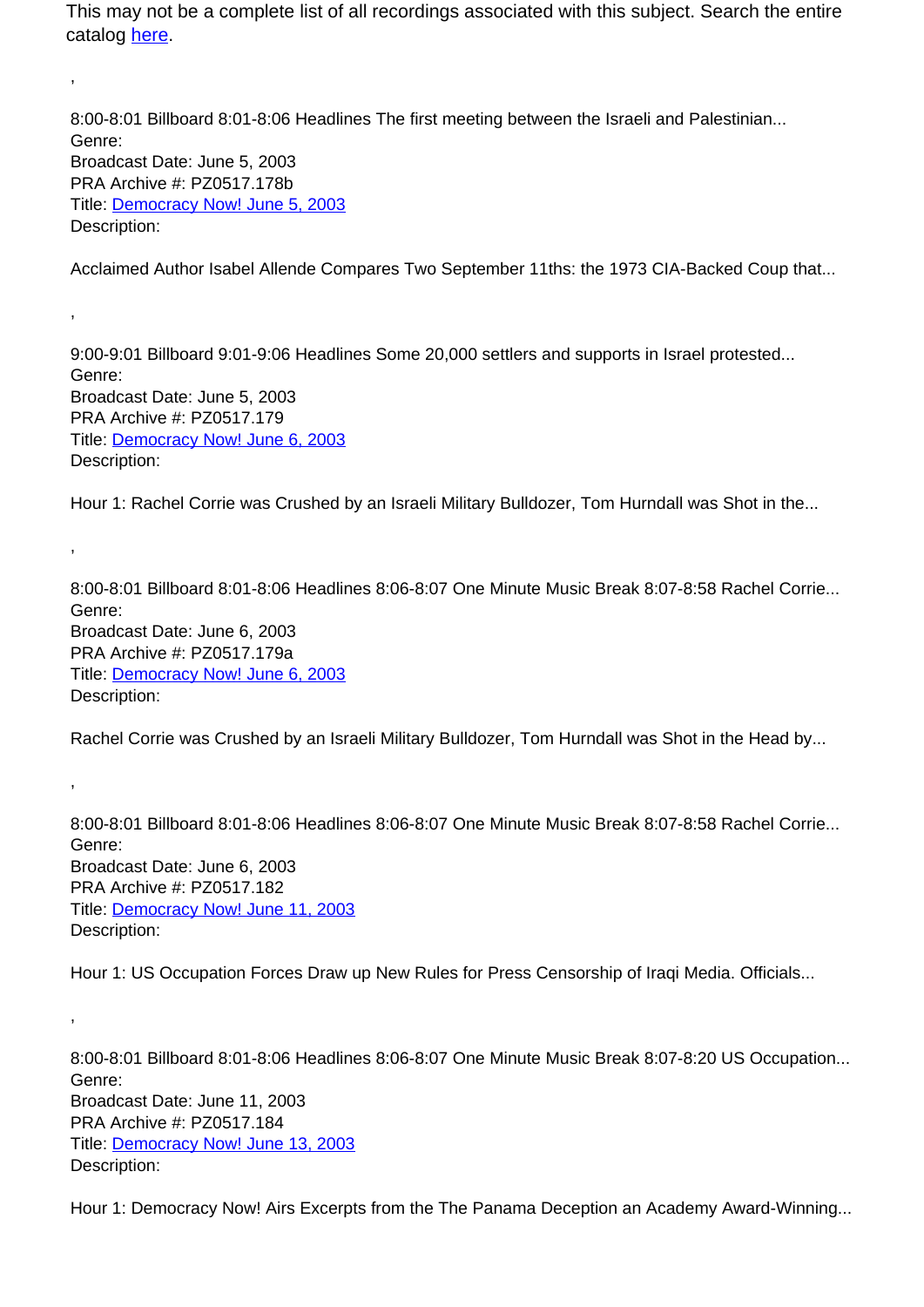This may not be a complete list of all recordings associated with this subject. Search the entire catalog here.

,

8:00-8:01 Billboard 8:01-8:06 Headlines The first meeting between the Israeli and Palestinian...
Genre:
Broadcast Date: June 5, 2003
PRA Archive #: PZ0517.178b
Title: Democracy Now! June 5, 2003
Description:

Acclaimed Author Isabel Allende Compares Two September 11ths: the 1973 CIA-Backed Coup that...

,

9:00-9:01 Billboard 9:01-9:06 Headlines Some 20,000 settlers and supports in Israel protested...
Genre:
Broadcast Date: June 5, 2003
PRA Archive #: PZ0517.179
Title: Democracy Now! June 6, 2003
Description:

Hour 1: Rachel Corrie was Crushed by an Israeli Military Bulldozer, Tom Hurndall was Shot in the...

,

8:00-8:01 Billboard 8:01-8:06 Headlines 8:06-8:07 One Minute Music Break 8:07-8:58 Rachel Corrie...
Genre:
Broadcast Date: June 6, 2003
PRA Archive #: PZ0517.179a
Title: Democracy Now! June 6, 2003
Description:

Rachel Corrie was Crushed by an Israeli Military Bulldozer, Tom Hurndall was Shot in the Head by...

,

8:00-8:01 Billboard 8:01-8:06 Headlines 8:06-8:07 One Minute Music Break 8:07-8:58 Rachel Corrie...
Genre:
Broadcast Date: June 6, 2003
PRA Archive #: PZ0517.182
Title: Democracy Now! June 11, 2003
Description:

Hour 1: US Occupation Forces Draw up New Rules for Press Censorship of Iraqi Media. Officials...

,

8:00-8:01 Billboard 8:01-8:06 Headlines 8:06-8:07 One Minute Music Break 8:07-8:20 US Occupation...
Genre:
Broadcast Date: June 11, 2003
PRA Archive #: PZ0517.184
Title: Democracy Now! June 13, 2003
Description:

Hour 1: Democracy Now! Airs Excerpts from the The Panama Deception an Academy Award-Winning...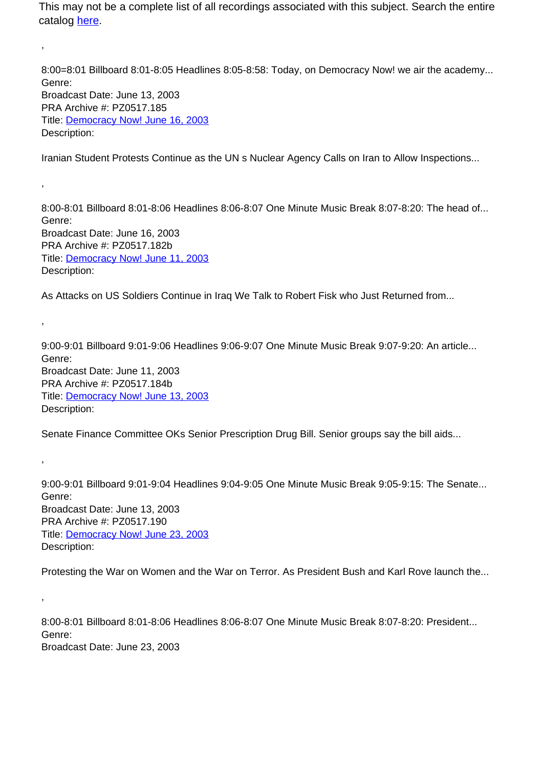This may not be a complete list of all recordings associated with this subject. Search the entire catalog [here](here).

,

8:00=8:01 Billboard 8:01-8:05 Headlines 8:05-8:58: Today, on Democracy Now! we air the academy...
Genre:
Broadcast Date: June 13, 2003
PRA Archive #: PZ0517.185
Title: [Democracy Now! June 16, 2003](Democracy Now! June 16, 2003)
Description:

Iranian Student Protests Continue as the UN s Nuclear Agency Calls on Iran to Allow Inspections...

,

8:00-8:01 Billboard 8:01-8:06 Headlines 8:06-8:07 One Minute Music Break 8:07-8:20: The head of...
Genre:
Broadcast Date: June 16, 2003
PRA Archive #: PZ0517.182b
Title: [Democracy Now! June 11, 2003](Democracy Now! June 11, 2003)
Description:

As Attacks on US Soldiers Continue in Iraq We Talk to Robert Fisk who Just Returned from...

,

9:00-9:01 Billboard 9:01-9:06 Headlines 9:06-9:07 One Minute Music Break 9:07-9:20: An article...
Genre:
Broadcast Date: June 11, 2003
PRA Archive #: PZ0517.184b
Title: [Democracy Now! June 13, 2003](Democracy Now! June 13, 2003)
Description:

Senate Finance Committee OKs Senior Prescription Drug Bill. Senior groups say the bill aids...

,

9:00-9:01 Billboard 9:01-9:04 Headlines 9:04-9:05 One Minute Music Break 9:05-9:15: The Senate...
Genre:
Broadcast Date: June 13, 2003
PRA Archive #: PZ0517.190
Title: [Democracy Now! June 23, 2003](Democracy Now! June 23, 2003)
Description:

Protesting the War on Women and the War on Terror. As President Bush and Karl Rove launch the...

,

8:00-8:01 Billboard 8:01-8:06 Headlines 8:06-8:07 One Minute Music Break 8:07-8:20: President...
Genre:
Broadcast Date: June 23, 2003